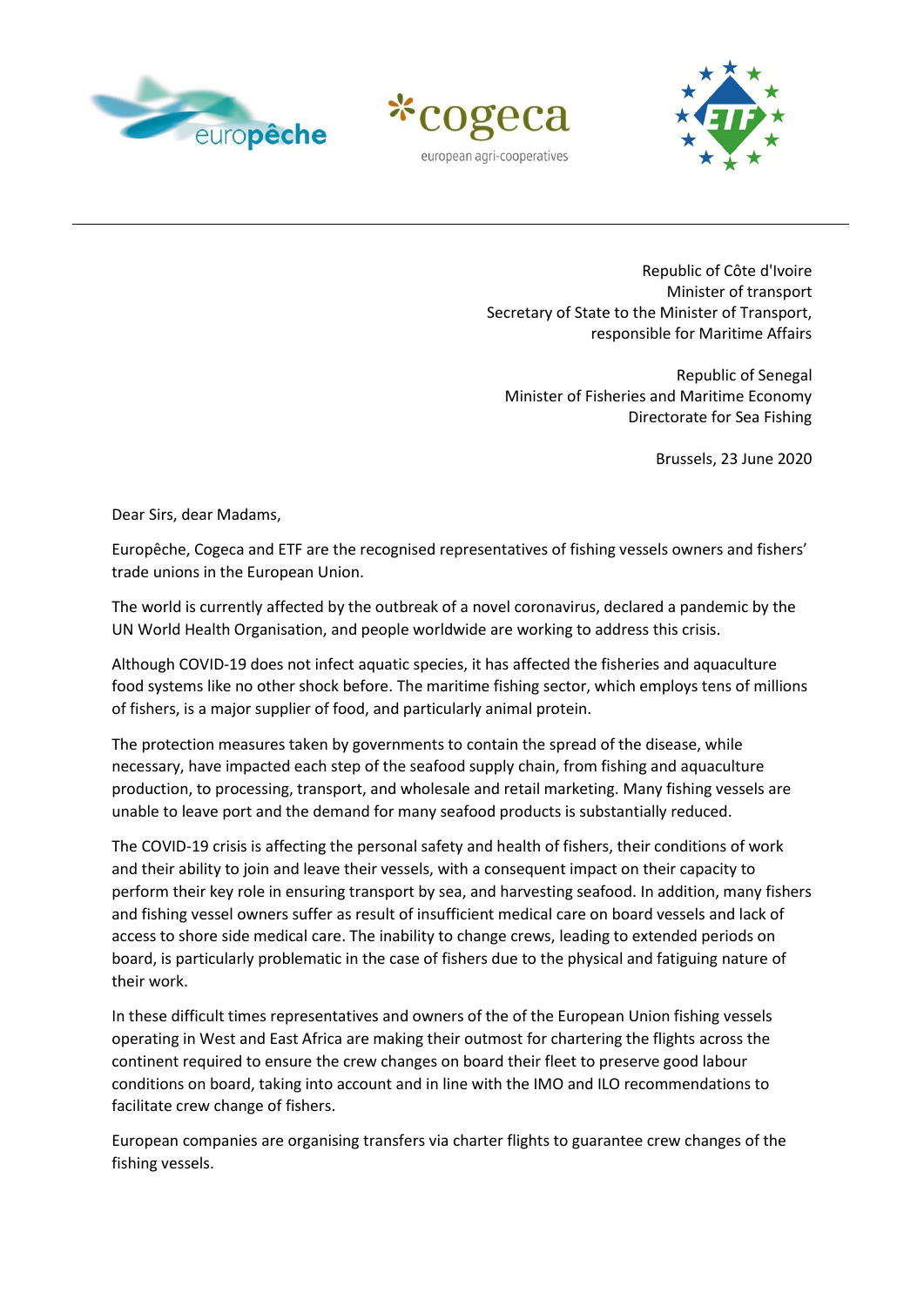Republic of Côte d'Ivoire
Minister of transport
Secretary of State to the Minister of Transport,
responsible for Maritime Affairs

Republic of Senegal
Minister of Fisheries and Maritime Economy
Directorate for Sea Fishing

Brussels, 23 June 2020

Dear Sirs, dear Madams,

Europêche, Cogeca and ETF are the recognised representatives of fishing vessels owners and fishers' trade unions in the European Union.

The world is currently affected by the outbreak of a novel coronavirus, declared a pandemic by the UN World Health Organisation, and people worldwide are working to address this crisis.

Although COVID-19 does not infect aquatic species, it has affected the fisheries and aquaculture food systems like no other shock before. The maritime fishing sector, which employs tens of millions of fishers, is a major supplier of food, and particularly animal protein.

The protection measures taken by governments to contain the spread of the disease, while necessary, have impacted each step of the seafood supply chain, from fishing and aquaculture production, to processing, transport, and wholesale and retail marketing. Many fishing vessels are unable to leave port and the demand for many seafood products is substantially reduced.

The COVID-19 crisis is affecting the personal safety and health of fishers, their conditions of work and their ability to join and leave their vessels, with a consequent impact on their capacity to perform their key role in ensuring transport by sea, and harvesting seafood. In addition, many fishers and fishing vessel owners suffer as result of insufficient medical care on board vessels and lack of access to shore side medical care. The inability to change crews, leading to extended periods on board, is particularly problematic in the case of fishers due to the physical and fatiguing nature of their work.

In these difficult times representatives and owners of the of the European Union fishing vessels operating in West and East Africa are making their outmost for chartering the flights across the continent required to ensure the crew changes on board their fleet to preserve good labour conditions on board, taking into account and in line with the IMO and ILO recommendations to facilitate crew change of fishers.

European companies are organising transfers via charter flights to guarantee crew changes of the fishing vessels.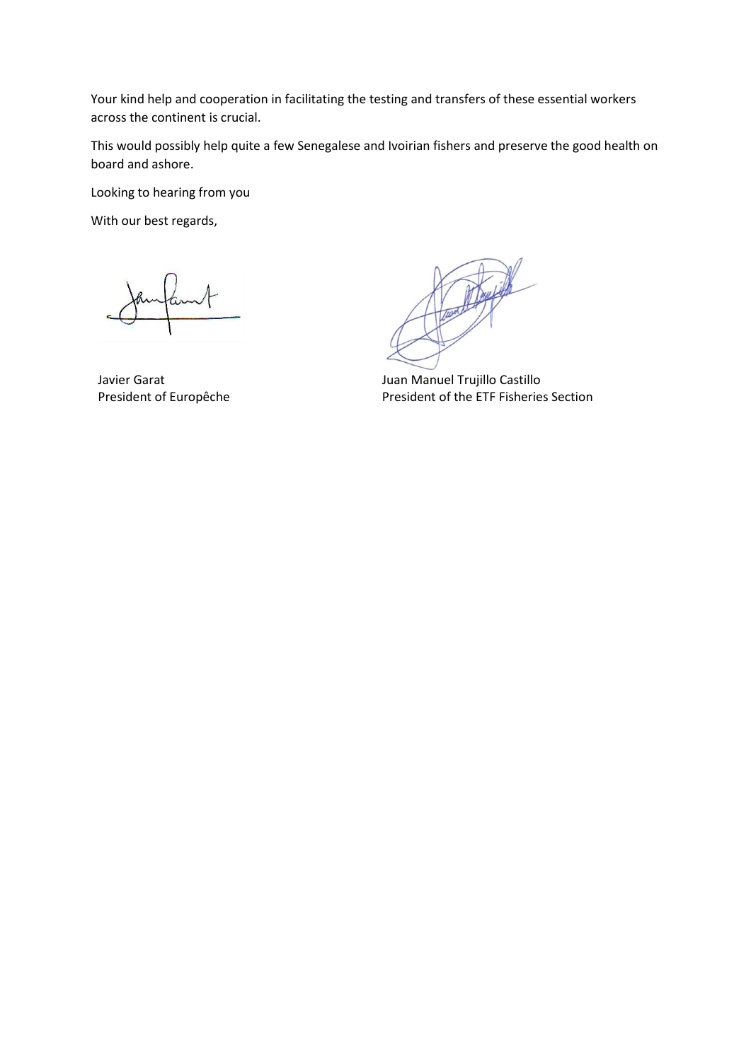Your kind help and cooperation in facilitating the testing and transfers of these essential workers across the continent is crucial.

This would possibly help quite a few Senegalese and Ivoirian fishers and preserve the good health on board and ashore.

Looking to hearing from you

With our best regards,

| | |
|---|---|
| Javier Garat | Juan Manuel Trujillo Castillo |
| President of Europêche | President of the ETF Fisheries Section |